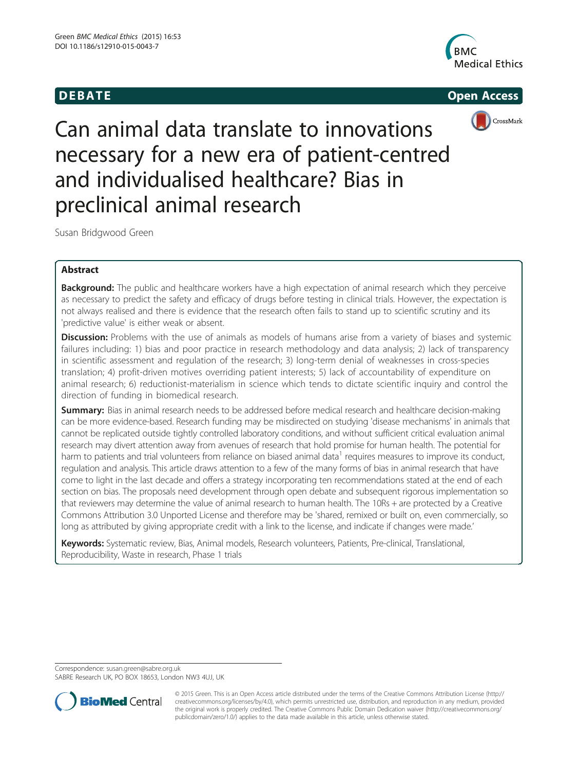DEBATE Open Access

# Can animal data translate to innovations necessary for a new era of patient-centred and individualised healthcare? Bias in preclinical animal research

Susan Bridgwood Green

## Abstract

**Background:** The public and healthcare workers have a high expectation of animal research which they perceive as necessary to predict the safety and efficacy of drugs before testing in clinical trials. However, the expectation is not always realised and there is evidence that the research often fails to stand up to scientific scrutiny and its 'predictive value' is either weak or absent.

**Discussion:** Problems with the use of animals as models of humans arise from a variety of biases and systemic failures including: 1) bias and poor practice in research methodology and data analysis; 2) lack of transparency in scientific assessment and regulation of the research; 3) long-term denial of weaknesses in cross-species translation; 4) profit-driven motives overriding patient interests; 5) lack of accountability of expenditure on animal research; 6) reductionist-materialism in science which tends to dictate scientific inquiry and control the direction of funding in biomedical research.

**Summary:** Bias in animal research needs to be addressed before medical research and healthcare decision-making can be more evidence-based. Research funding may be misdirected on studying 'disease mechanisms' in animals that cannot be replicated outside tightly controlled laboratory conditions, and without sufficient critical evaluation animal research may divert attention away from avenues of research that hold promise for human health. The potential for harm to patients and trial volunteers from reliance on biased animal data[1] requires measures to improve its conduct, regulation and analysis. This article draws attention to a few of the many forms of bias in animal research that have come to light in the last decade and offers a strategy incorporating ten recommendations stated at the end of each section on bias. The proposals need development through open debate and subsequent rigorous implementation so that reviewers may determine the value of animal research to human health. The 10Rs + are protected by a Creative Commons Attribution 3.0 Unported License and therefore may be 'shared, remixed or built on, even commercially, so long as attributed by giving appropriate credit with a link to the license, and indicate if changes were made.'

**Keywords:** Systematic review, Bias, Animal models, Research volunteers, Patients, Pre-clinical, Translational, Reproducibility, Waste in research, Phase 1 trials

Correspondence: susan.green@sabre.org.uk
SABRE Research UK, PO BOX 18653, London NW3 4UJ, UK

© 2015 Green. This is an Open Access article distributed under the terms of the Creative Commons Attribution License (http://creativecommons.org/licenses/by/4.0), which permits unrestricted use, distribution, and reproduction in any medium, provided the original work is properly credited. The Creative Commons Public Domain Dedication waiver (http://creativecommons.org/publicdomain/zero/1.0/) applies to the data made available in this article, unless otherwise stated.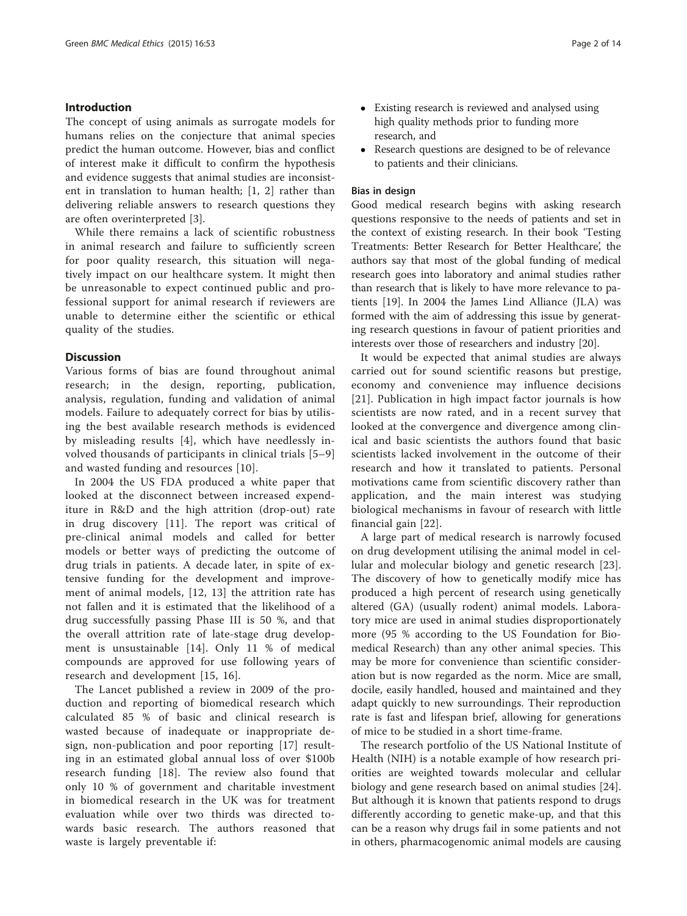## Introduction

The concept of using animals as surrogate models for humans relies on the conjecture that animal species predict the human outcome. However, bias and conflict of interest make it difficult to confirm the hypothesis and evidence suggests that animal studies are inconsistent in translation to human health; [1, 2] rather than delivering reliable answers to research questions they are often overinterpreted [3].

While there remains a lack of scientific robustness in animal research and failure to sufficiently screen for poor quality research, this situation will negatively impact on our healthcare system. It might then be unreasonable to expect continued public and professional support for animal research if reviewers are unable to determine either the scientific or ethical quality of the studies.

## Discussion

Various forms of bias are found throughout animal research; in the design, reporting, publication, analysis, regulation, funding and validation of animal models. Failure to adequately correct for bias by utilising the best available research methods is evidenced by misleading results [4], which have needlessly involved thousands of participants in clinical trials [5–9] and wasted funding and resources [10].

In 2004 the US FDA produced a white paper that looked at the disconnect between increased expenditure in R&D and the high attrition (drop-out) rate in drug discovery [11]. The report was critical of pre-clinical animal models and called for better models or better ways of predicting the outcome of drug trials in patients. A decade later, in spite of extensive funding for the development and improvement of animal models, [12, 13] the attrition rate has not fallen and it is estimated that the likelihood of a drug successfully passing Phase III is 50 %, and that the overall attrition rate of late-stage drug development is unsustainable [14]. Only 11 % of medical compounds are approved for use following years of research and development [15, 16].

The Lancet published a review in 2009 of the production and reporting of biomedical research which calculated 85 % of basic and clinical research is wasted because of inadequate or inappropriate design, non-publication and poor reporting [17] resulting in an estimated global annual loss of over $100b research funding [18]. The review also found that only 10 % of government and charitable investment in biomedical research in the UK was for treatment evaluation while over two thirds was directed towards basic research. The authors reasoned that waste is largely preventable if:

- Existing research is reviewed and analysed using high quality methods prior to funding more research, and
- Research questions are designed to be of relevance to patients and their clinicians.

### Bias in design

Good medical research begins with asking research questions responsive to the needs of patients and set in the context of existing research. In their book 'Testing Treatments: Better Research for Better Healthcare', the authors say that most of the global funding of medical research goes into laboratory and animal studies rather than research that is likely to have more relevance to patients [19]. In 2004 the James Lind Alliance (JLA) was formed with the aim of addressing this issue by generating research questions in favour of patient priorities and interests over those of researchers and industry [20].

It would be expected that animal studies are always carried out for sound scientific reasons but prestige, economy and convenience may influence decisions [21]. Publication in high impact factor journals is how scientists are now rated, and in a recent survey that looked at the convergence and divergence among clinical and basic scientists the authors found that basic scientists lacked involvement in the outcome of their research and how it translated to patients. Personal motivations came from scientific discovery rather than application, and the main interest was studying biological mechanisms in favour of research with little financial gain [22].

A large part of medical research is narrowly focused on drug development utilising the animal model in cellular and molecular biology and genetic research [23]. The discovery of how to genetically modify mice has produced a high percent of research using genetically altered (GA) (usually rodent) animal models. Laboratory mice are used in animal studies disproportionately more (95 % according to the US Foundation for Biomedical Research) than any other animal species. This may be more for convenience than scientific consideration but is now regarded as the norm. Mice are small, docile, easily handled, housed and maintained and they adapt quickly to new surroundings. Their reproduction rate is fast and lifespan brief, allowing for generations of mice to be studied in a short time-frame.

The research portfolio of the US National Institute of Health (NIH) is a notable example of how research priorities are weighted towards molecular and cellular biology and gene research based on animal studies [24]. But although it is known that patients respond to drugs differently according to genetic make-up, and that this can be a reason why drugs fail in some patients and not in others, pharmacogenomic animal models are causing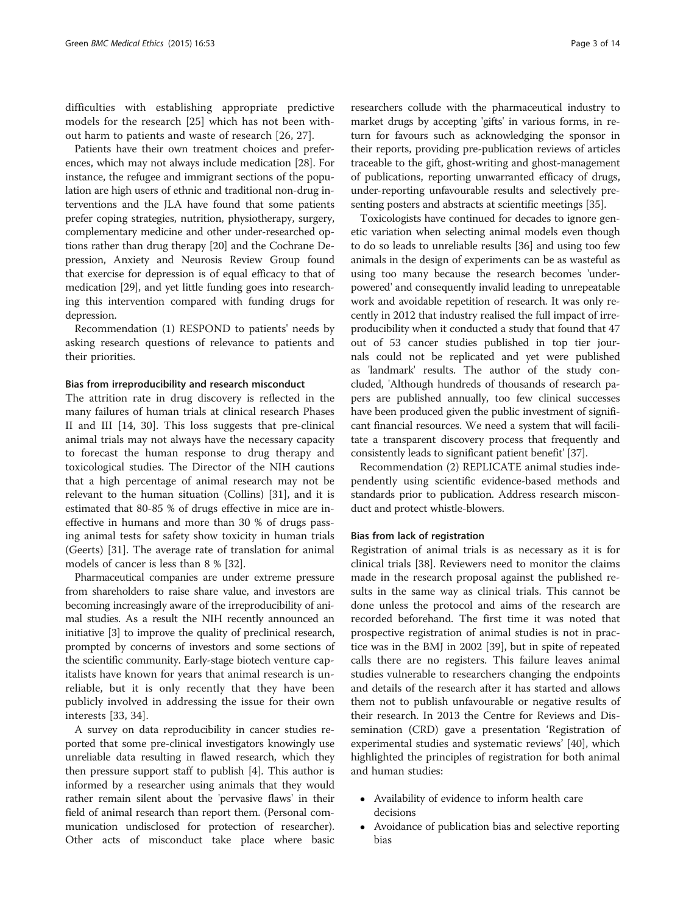difficulties with establishing appropriate predictive models for the research [25] which has not been without harm to patients and waste of research [26, 27].

Patients have their own treatment choices and preferences, which may not always include medication [28]. For instance, the refugee and immigrant sections of the population are high users of ethnic and traditional non-drug interventions and the JLA have found that some patients prefer coping strategies, nutrition, physiotherapy, surgery, complementary medicine and other under-researched options rather than drug therapy [20] and the Cochrane Depression, Anxiety and Neurosis Review Group found that exercise for depression is of equal efficacy to that of medication [29], and yet little funding goes into researching this intervention compared with funding drugs for depression.

Recommendation (1) RESPOND to patients' needs by asking research questions of relevance to patients and their priorities.

#### Bias from irreproducibility and research misconduct

The attrition rate in drug discovery is reflected in the many failures of human trials at clinical research Phases II and III [14, 30]. This loss suggests that pre-clinical animal trials may not always have the necessary capacity to forecast the human response to drug therapy and toxicological studies. The Director of the NIH cautions that a high percentage of animal research may not be relevant to the human situation (Collins) [31], and it is estimated that 80-85 % of drugs effective in mice are ineffective in humans and more than 30 % of drugs passing animal tests for safety show toxicity in human trials (Geerts) [31]. The average rate of translation for animal models of cancer is less than 8 % [32].

Pharmaceutical companies are under extreme pressure from shareholders to raise share value, and investors are becoming increasingly aware of the irreproducibility of animal studies. As a result the NIH recently announced an initiative [3] to improve the quality of preclinical research, prompted by concerns of investors and some sections of the scientific community. Early-stage biotech venture capitalists have known for years that animal research is unreliable, but it is only recently that they have been publicly involved in addressing the issue for their own interests [33, 34].

A survey on data reproducibility in cancer studies reported that some pre-clinical investigators knowingly use unreliable data resulting in flawed research, which they then pressure support staff to publish [4]. This author is informed by a researcher using animals that they would rather remain silent about the 'pervasive flaws' in their field of animal research than report them. (Personal communication undisclosed for protection of researcher). Other acts of misconduct take place where basic researchers collude with the pharmaceutical industry to market drugs by accepting 'gifts' in various forms, in return for favours such as acknowledging the sponsor in their reports, providing pre-publication reviews of articles traceable to the gift, ghost-writing and ghost-management of publications, reporting unwarranted efficacy of drugs, under-reporting unfavourable results and selectively presenting posters and abstracts at scientific meetings [35].

Toxicologists have continued for decades to ignore genetic variation when selecting animal models even though to do so leads to unreliable results [36] and using too few animals in the design of experiments can be as wasteful as using too many because the research becomes 'under-powered' and consequently invalid leading to unrepeatable work and avoidable repetition of research. It was only recently in 2012 that industry realised the full impact of irreproducibility when it conducted a study that found that 47 out of 53 cancer studies published in top tier journals could not be replicated and yet were published as 'landmark' results. The author of the study concluded, 'Although hundreds of thousands of research papers are published annually, too few clinical successes have been produced given the public investment of significant financial resources. We need a system that will facilitate a transparent discovery process that frequently and consistently leads to significant patient benefit' [37].

Recommendation (2) REPLICATE animal studies independently using scientific evidence-based methods and standards prior to publication. Address research misconduct and protect whistle-blowers.

#### Bias from lack of registration

Registration of animal trials is as necessary as it is for clinical trials [38]. Reviewers need to monitor the claims made in the research proposal against the published results in the same way as clinical trials. This cannot be done unless the protocol and aims of the research are recorded beforehand. The first time it was noted that prospective registration of animal studies is not in practice was in the BMJ in 2002 [39], but in spite of repeated calls there are no registers. This failure leaves animal studies vulnerable to researchers changing the endpoints and details of the research after it has started and allows them not to publish unfavourable or negative results of their research. In 2013 the Centre for Reviews and Dissemination (CRD) gave a presentation 'Registration of experimental studies and systematic reviews' [40], which highlighted the principles of registration for both animal and human studies:

- Availability of evidence to inform health care decisions
- Avoidance of publication bias and selective reporting bias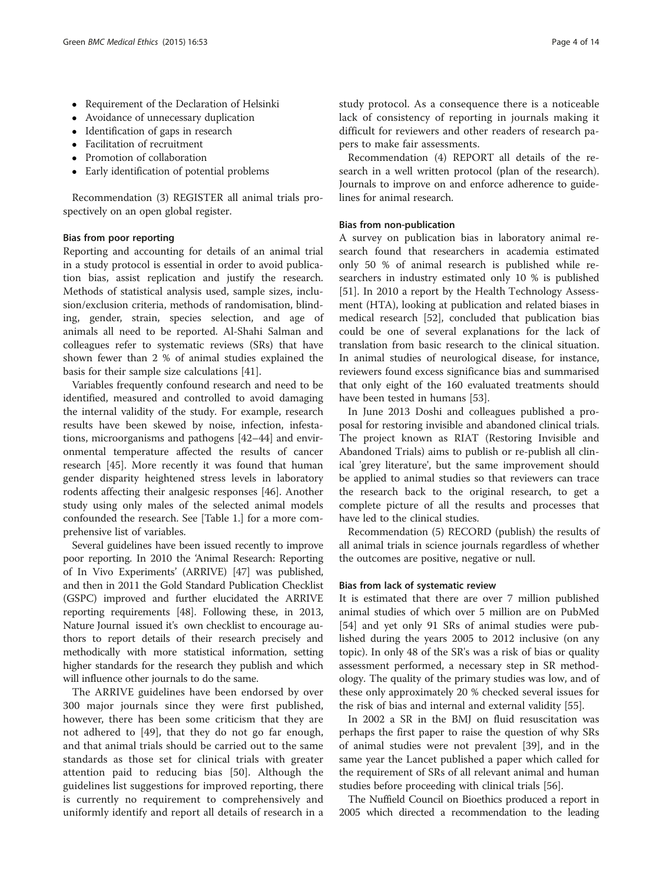- Requirement of the Declaration of Helsinki
- Avoidance of unnecessary duplication
- Identification of gaps in research
- Facilitation of recruitment
- Promotion of collaboration
- Early identification of potential problems

Recommendation (3) REGISTER all animal trials prospectively on an open global register.

#### Bias from poor reporting

Reporting and accounting for details of an animal trial in a study protocol is essential in order to avoid publication bias, assist replication and justify the research. Methods of statistical analysis used, sample sizes, inclusion/exclusion criteria, methods of randomisation, blinding, gender, strain, species selection, and age of animals all need to be reported. Al-Shahi Salman and colleagues refer to systematic reviews (SRs) that have shown fewer than 2 % of animal studies explained the basis for their sample size calculations [41].

Variables frequently confound research and need to be identified, measured and controlled to avoid damaging the internal validity of the study. For example, research results have been skewed by noise, infection, infestations, microorganisms and pathogens [42–44] and environmental temperature affected the results of cancer research [45]. More recently it was found that human gender disparity heightened stress levels in laboratory rodents affecting their analgesic responses [46]. Another study using only males of the selected animal models confounded the research. See [Table 1.] for a more comprehensive list of variables.

Several guidelines have been issued recently to improve poor reporting. In 2010 the 'Animal Research: Reporting of In Vivo Experiments' (ARRIVE) [47] was published, and then in 2011 the Gold Standard Publication Checklist (GSPC) improved and further elucidated the ARRIVE reporting requirements [48]. Following these, in 2013, Nature Journal issued it's own checklist to encourage authors to report details of their research precisely and methodically with more statistical information, setting higher standards for the research they publish and which will influence other journals to do the same.

The ARRIVE guidelines have been endorsed by over 300 major journals since they were first published, however, there has been some criticism that they are not adhered to [49], that they do not go far enough, and that animal trials should be carried out to the same standards as those set for clinical trials with greater attention paid to reducing bias [50]. Although the guidelines list suggestions for improved reporting, there is currently no requirement to comprehensively and uniformly identify and report all details of research in a study protocol. As a consequence there is a noticeable lack of consistency of reporting in journals making it difficult for reviewers and other readers of research papers to make fair assessments.

Recommendation (4) REPORT all details of the research in a well written protocol (plan of the research). Journals to improve on and enforce adherence to guidelines for animal research.

#### Bias from non-publication

A survey on publication bias in laboratory animal research found that researchers in academia estimated only 50 % of animal research is published while researchers in industry estimated only 10 % is published [51]. In 2010 a report by the Health Technology Assessment (HTA), looking at publication and related biases in medical research [52], concluded that publication bias could be one of several explanations for the lack of translation from basic research to the clinical situation. In animal studies of neurological disease, for instance, reviewers found excess significance bias and summarised that only eight of the 160 evaluated treatments should have been tested in humans [53].

In June 2013 Doshi and colleagues published a proposal for restoring invisible and abandoned clinical trials. The project known as RIAT (Restoring Invisible and Abandoned Trials) aims to publish or re-publish all clinical 'grey literature', but the same improvement should be applied to animal studies so that reviewers can trace the research back to the original research, to get a complete picture of all the results and processes that have led to the clinical studies.

Recommendation (5) RECORD (publish) the results of all animal trials in science journals regardless of whether the outcomes are positive, negative or null.

#### Bias from lack of systematic review

It is estimated that there are over 7 million published animal studies of which over 5 million are on PubMed [54] and yet only 91 SRs of animal studies were published during the years 2005 to 2012 inclusive (on any topic). In only 48 of the SR's was a risk of bias or quality assessment performed, a necessary step in SR methodology. The quality of the primary studies was low, and of these only approximately 20 % checked several issues for the risk of bias and internal and external validity [55].

In 2002 a SR in the BMJ on fluid resuscitation was perhaps the first paper to raise the question of why SRs of animal studies were not prevalent [39], and in the same year the Lancet published a paper which called for the requirement of SRs of all relevant animal and human studies before proceeding with clinical trials [56].

The Nuffield Council on Bioethics produced a report in 2005 which directed a recommendation to the leading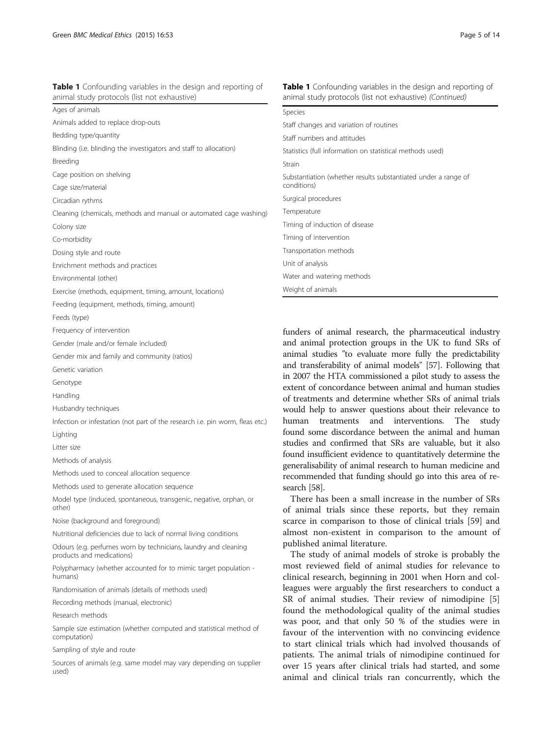**Table 1** Confounding variables in the design and reporting of animal study protocols (list not exhaustive)

| |
|---|
| Ages of animals |
| Animals added to replace drop-outs |
| Bedding type/quantity |
| Blinding (i.e. blinding the investigators and staff to allocation) |
| Breeding |
| Cage position on shelving |
| Cage size/material |
| Circadian rythms |
| Cleaning (chemicals, methods and manual or automated cage washing) |
| Colony size |
| Co-morbidity |
| Dosing style and route |
| Enrichment methods and practices |
| Environmental (other) |
| Exercise (methods, equipment, timing, amount, locations) |
| Feeding (equipment, methods, timing, amount) |
| Feeds (type) |
| Frequency of intervention |
| Gender (male and/or female included) |
| Gender mix and family and community (ratios) |
| Genetic variation |
| Genotype |
| Handling |
| Husbandry techniques |
| Infection or infestation (not part of the research i.e. pin worm, fleas etc.) |
| Lighting |
| Litter size |
| Methods of analysis |
| Methods used to conceal allocation sequence |
| Methods used to generate allocation sequence |
| Model type (induced, spontaneous, transgenic, negative, orphan, or other) |
| Noise (background and foreground) |
| Nutritional deficiencies due to lack of normal living conditions |
| Odours (e.g. perfumes worn by technicians, laundry and cleaning products and medications) |
| Polypharmacy (whether accounted for to mimic target population - humans) |
| Randomisation of animals (details of methods used) |
| Recording methods (manual, electronic) |
| Research methods |
| Sample size estimation (whether computed and statistical method of computation) |
| Sampling of style and route |
| Sources of animals (e.g. same model may vary depending on supplier used) |
| Species |
| Staff changes and variation of routines |
| Staff numbers and attitudes |
| Statistics (full information on statistical methods used) |
| Strain |
| Substantiation (whether results substantiated under a range of conditions) |
| Surgical procedures |
| Temperature |
| Timing of induction of disease |
| Timing of intervention |
| Transportation methods |
| Unit of analysis |
| Water and watering methods |
| Weight of animals |

funders of animal research, the pharmaceutical industry and animal protection groups in the UK to fund SRs of animal studies "to evaluate more fully the predictability and transferability of animal models" [57]. Following that in 2007 the HTA commissioned a pilot study to assess the extent of concordance between animal and human studies of treatments and determine whether SRs of animal trials would help to answer questions about their relevance to human treatments and interventions. The study found some discordance between the animal and human studies and confirmed that SRs are valuable, but it also found insufficient evidence to quantitatively determine the generalisability of animal research to human medicine and recommended that funding should go into this area of research [58].

There has been a small increase in the number of SRs of animal trials since these reports, but they remain scarce in comparison to those of clinical trials [59] and almost non-existent in comparison to the amount of published animal literature.

The study of animal models of stroke is probably the most reviewed field of animal studies for relevance to clinical research, beginning in 2001 when Horn and colleagues were arguably the first researchers to conduct a SR of animal studies. Their review of nimodipine [5] found the methodological quality of the animal studies was poor, and that only 50 % of the studies were in favour of the intervention with no convincing evidence to start clinical trials which had involved thousands of patients. The animal trials of nimodipine continued for over 15 years after clinical trials had started, and some animal and clinical trials ran concurrently, which the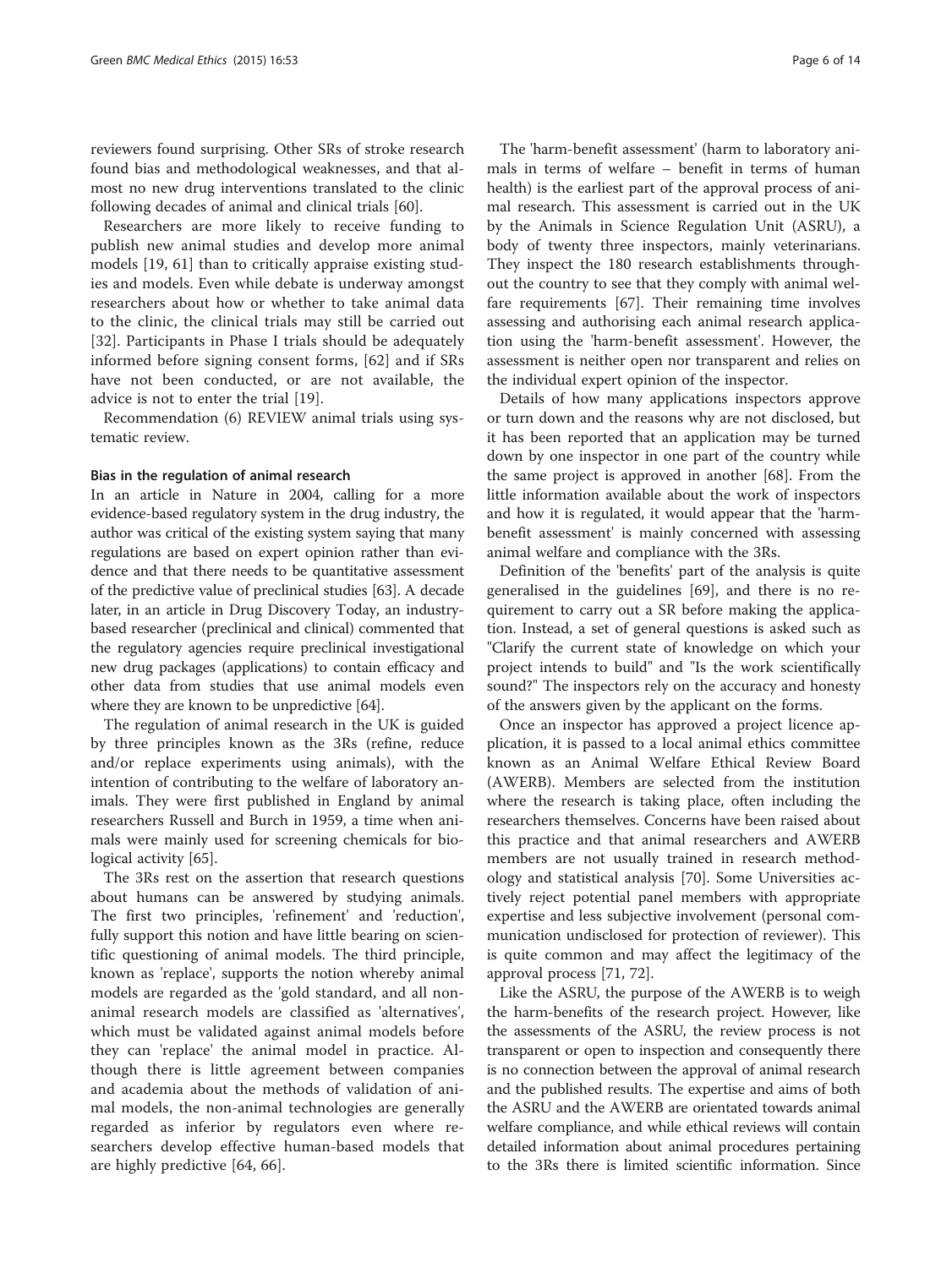reviewers found surprising. Other SRs of stroke research found bias and methodological weaknesses, and that almost no new drug interventions translated to the clinic following decades of animal and clinical trials [60].

Researchers are more likely to receive funding to publish new animal studies and develop more animal models [19, 61] than to critically appraise existing studies and models. Even while debate is underway amongst researchers about how or whether to take animal data to the clinic, the clinical trials may still be carried out [32]. Participants in Phase I trials should be adequately informed before signing consent forms, [62] and if SRs have not been conducted, or are not available, the advice is not to enter the trial [19].

Recommendation (6) REVIEW animal trials using systematic review.

#### Bias in the regulation of animal research

In an article in Nature in 2004, calling for a more evidence-based regulatory system in the drug industry, the author was critical of the existing system saying that many regulations are based on expert opinion rather than evidence and that there needs to be quantitative assessment of the predictive value of preclinical studies [63]. A decade later, in an article in Drug Discovery Today, an industry-based researcher (preclinical and clinical) commented that the regulatory agencies require preclinical investigational new drug packages (applications) to contain efficacy and other data from studies that use animal models even where they are known to be unpredictive [64].

The regulation of animal research in the UK is guided by three principles known as the 3Rs (refine, reduce and/or replace experiments using animals), with the intention of contributing to the welfare of laboratory animals. They were first published in England by animal researchers Russell and Burch in 1959, a time when animals were mainly used for screening chemicals for biological activity [65].

The 3Rs rest on the assertion that research questions about humans can be answered by studying animals. The first two principles, 'refinement' and 'reduction', fully support this notion and have little bearing on scientific questioning of animal models. The third principle, known as 'replace', supports the notion whereby animal models are regarded as the 'gold standard, and all non-animal research models are classified as 'alternatives', which must be validated against animal models before they can 'replace' the animal model in practice. Although there is little agreement between companies and academia about the methods of validation of animal models, the non-animal technologies are generally regarded as inferior by regulators even where researchers develop effective human-based models that are highly predictive [64, 66].

The 'harm-benefit assessment' (harm to laboratory animals in terms of welfare – benefit in terms of human health) is the earliest part of the approval process of animal research. This assessment is carried out in the UK by the Animals in Science Regulation Unit (ASRU), a body of twenty three inspectors, mainly veterinarians. They inspect the 180 research establishments throughout the country to see that they comply with animal welfare requirements [67]. Their remaining time involves assessing and authorising each animal research application using the 'harm-benefit assessment'. However, the assessment is neither open nor transparent and relies on the individual expert opinion of the inspector.

Details of how many applications inspectors approve or turn down and the reasons why are not disclosed, but it has been reported that an application may be turned down by one inspector in one part of the country while the same project is approved in another [68]. From the little information available about the work of inspectors and how it is regulated, it would appear that the 'harm-benefit assessment' is mainly concerned with assessing animal welfare and compliance with the 3Rs.

Definition of the 'benefits' part of the analysis is quite generalised in the guidelines [69], and there is no requirement to carry out a SR before making the application. Instead, a set of general questions is asked such as "Clarify the current state of knowledge on which your project intends to build" and "Is the work scientifically sound?" The inspectors rely on the accuracy and honesty of the answers given by the applicant on the forms.

Once an inspector has approved a project licence application, it is passed to a local animal ethics committee known as an Animal Welfare Ethical Review Board (AWERB). Members are selected from the institution where the research is taking place, often including the researchers themselves. Concerns have been raised about this practice and that animal researchers and AWERB members are not usually trained in research methodology and statistical analysis [70]. Some Universities actively reject potential panel members with appropriate expertise and less subjective involvement (personal communication undisclosed for protection of reviewer). This is quite common and may affect the legitimacy of the approval process [71, 72].

Like the ASRU, the purpose of the AWERB is to weigh the harm-benefits of the research project. However, like the assessments of the ASRU, the review process is not transparent or open to inspection and consequently there is no connection between the approval of animal research and the published results. The expertise and aims of both the ASRU and the AWERB are orientated towards animal welfare compliance, and while ethical reviews will contain detailed information about animal procedures pertaining to the 3Rs there is limited scientific information. Since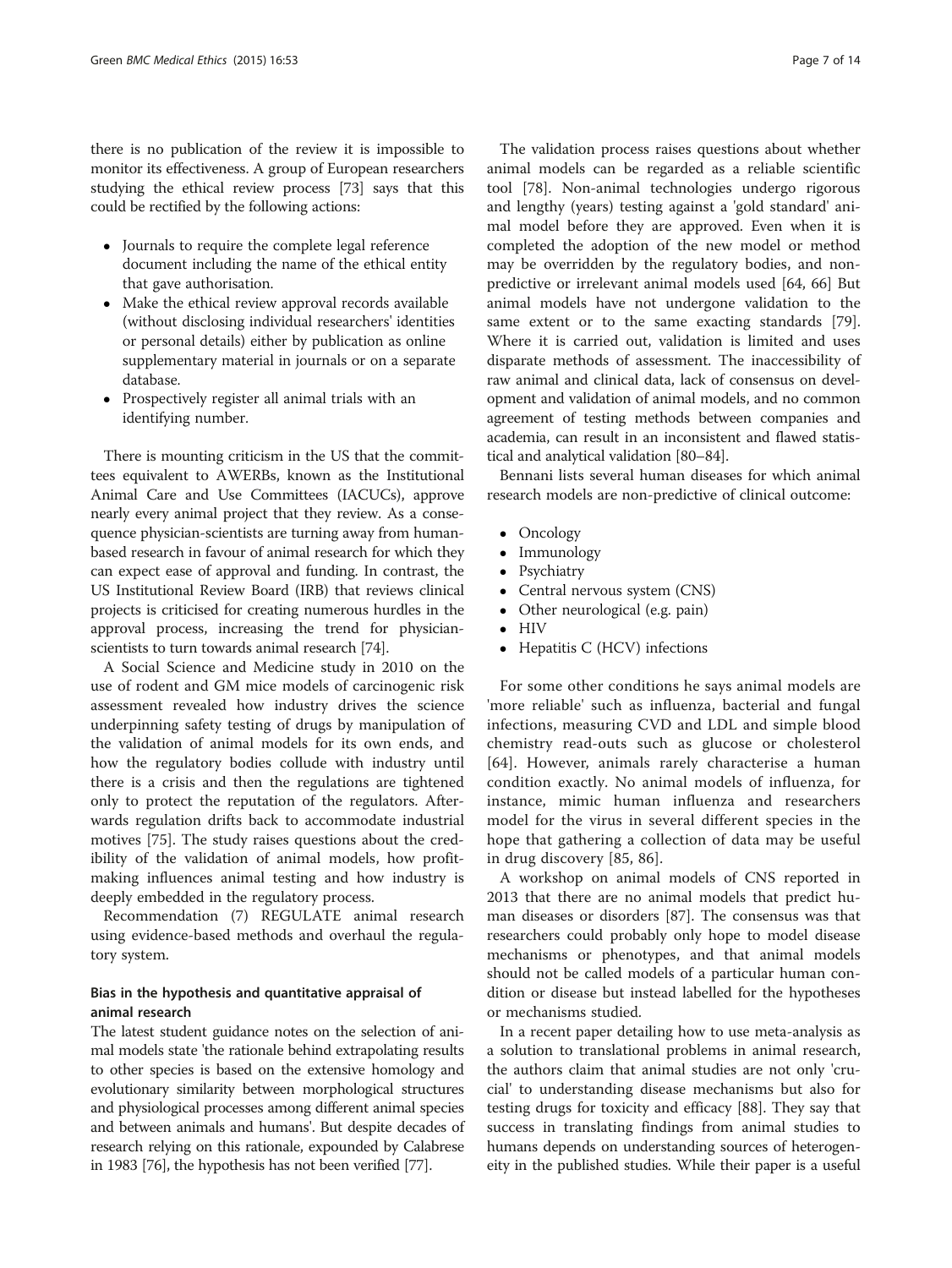there is no publication of the review it is impossible to monitor its effectiveness. A group of European researchers studying the ethical review process [73] says that this could be rectified by the following actions:

- Journals to require the complete legal reference document including the name of the ethical entity that gave authorisation.
- Make the ethical review approval records available (without disclosing individual researchers' identities or personal details) either by publication as online supplementary material in journals or on a separate database.
- Prospectively register all animal trials with an identifying number.

There is mounting criticism in the US that the committees equivalent to AWERBs, known as the Institutional Animal Care and Use Committees (IACUCs), approve nearly every animal project that they review. As a consequence physician-scientists are turning away from human-based research in favour of animal research for which they can expect ease of approval and funding. In contrast, the US Institutional Review Board (IRB) that reviews clinical projects is criticised for creating numerous hurdles in the approval process, increasing the trend for physician-scientists to turn towards animal research [74].

A Social Science and Medicine study in 2010 on the use of rodent and GM mice models of carcinogenic risk assessment revealed how industry drives the science underpinning safety testing of drugs by manipulation of the validation of animal models for its own ends, and how the regulatory bodies collude with industry until there is a crisis and then the regulations are tightened only to protect the reputation of the regulators. Afterwards regulation drifts back to accommodate industrial motives [75]. The study raises questions about the credibility of the validation of animal models, how profit-making influences animal testing and how industry is deeply embedded in the regulatory process.

Recommendation (7) REGULATE animal research using evidence-based methods and overhaul the regulatory system.

### Bias in the hypothesis and quantitative appraisal of animal research

The latest student guidance notes on the selection of animal models state 'the rationale behind extrapolating results to other species is based on the extensive homology and evolutionary similarity between morphological structures and physiological processes among different animal species and between animals and humans'. But despite decades of research relying on this rationale, expounded by Calabrese in 1983 [76], the hypothesis has not been verified [77].

The validation process raises questions about whether animal models can be regarded as a reliable scientific tool [78]. Non-animal technologies undergo rigorous and lengthy (years) testing against a 'gold standard' animal model before they are approved. Even when it is completed the adoption of the new model or method may be overridden by the regulatory bodies, and non-predictive or irrelevant animal models used [64, 66] But animal models have not undergone validation to the same extent or to the same exacting standards [79]. Where it is carried out, validation is limited and uses disparate methods of assessment. The inaccessibility of raw animal and clinical data, lack of consensus on development and validation of animal models, and no common agreement of testing methods between companies and academia, can result in an inconsistent and flawed statistical and analytical validation [80–84].

Bennani lists several human diseases for which animal research models are non-predictive of clinical outcome:

- Oncology
- Immunology
- Psychiatry
- Central nervous system (CNS)
- Other neurological (e.g. pain)
- HIV
- Hepatitis C (HCV) infections

For some other conditions he says animal models are 'more reliable' such as influenza, bacterial and fungal infections, measuring CVD and LDL and simple blood chemistry read-outs such as glucose or cholesterol [64]. However, animals rarely characterise a human condition exactly. No animal models of influenza, for instance, mimic human influenza and researchers model for the virus in several different species in the hope that gathering a collection of data may be useful in drug discovery [85, 86].

A workshop on animal models of CNS reported in 2013 that there are no animal models that predict human diseases or disorders [87]. The consensus was that researchers could probably only hope to model disease mechanisms or phenotypes, and that animal models should not be called models of a particular human condition or disease but instead labelled for the hypotheses or mechanisms studied.

In a recent paper detailing how to use meta-analysis as a solution to translational problems in animal research, the authors claim that animal studies are not only 'crucial' to understanding disease mechanisms but also for testing drugs for toxicity and efficacy [88]. They say that success in translating findings from animal studies to humans depends on understanding sources of heterogeneity in the published studies. While their paper is a useful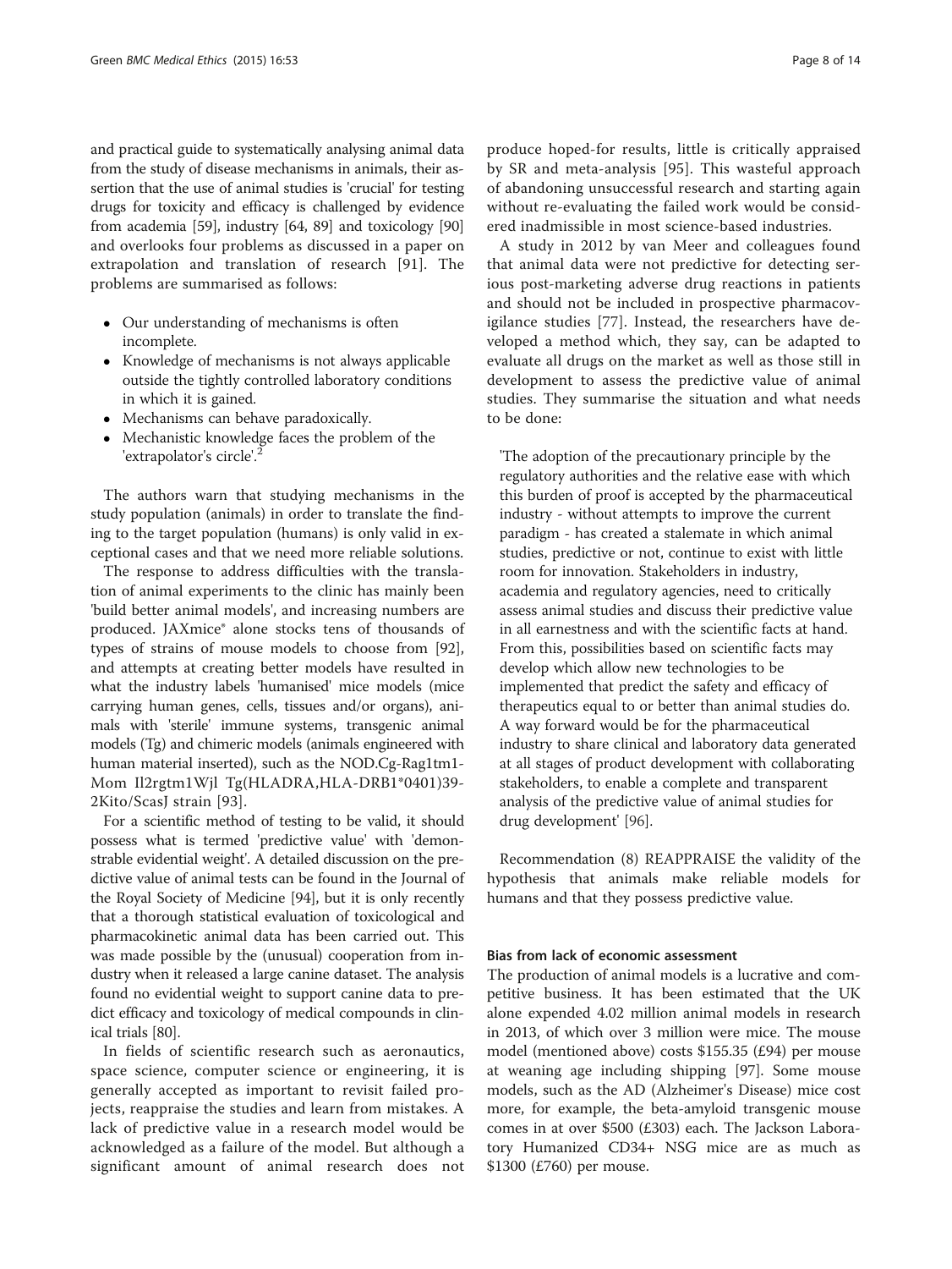and practical guide to systematically analysing animal data from the study of disease mechanisms in animals, their assertion that the use of animal studies is 'crucial' for testing drugs for toxicity and efficacy is challenged by evidence from academia [59], industry [64, 89] and toxicology [90] and overlooks four problems as discussed in a paper on extrapolation and translation of research [91]. The problems are summarised as follows:

- Our understanding of mechanisms is often incomplete.
- Knowledge of mechanisms is not always applicable outside the tightly controlled laboratory conditions in which it is gained.
- Mechanisms can behave paradoxically.
- Mechanistic knowledge faces the problem of the 'extrapolator's circle'.[2]

The authors warn that studying mechanisms in the study population (animals) in order to translate the finding to the target population (humans) is only valid in exceptional cases and that we need more reliable solutions.

The response to address difficulties with the translation of animal experiments to the clinic has mainly been 'build better animal models', and increasing numbers are produced. JAXmice® alone stocks tens of thousands of types of strains of mouse models to choose from [92], and attempts at creating better models have resulted in what the industry labels 'humanised' mice models (mice carrying human genes, cells, tissues and/or organs), animals with 'sterile' immune systems, transgenic animal models (Tg) and chimeric models (animals engineered with human material inserted), such as the NOD.Cg-Rag1tm1-Mom Il2rgtm1Wjl Tg(HLADRA,HLA-DRB1*0401)39-2Kito/ScasJ strain [93].

For a scientific method of testing to be valid, it should possess what is termed 'predictive value' with 'demonstrable evidential weight'. A detailed discussion on the predictive value of animal tests can be found in the Journal of the Royal Society of Medicine [94], but it is only recently that a thorough statistical evaluation of toxicological and pharmacokinetic animal data has been carried out. This was made possible by the (unusual) cooperation from industry when it released a large canine dataset. The analysis found no evidential weight to support canine data to predict efficacy and toxicology of medical compounds in clinical trials [80].

In fields of scientific research such as aeronautics, space science, computer science or engineering, it is generally accepted as important to revisit failed projects, reappraise the studies and learn from mistakes. A lack of predictive value in a research model would be acknowledged as a failure of the model. But although a significant amount of animal research does not produce hoped-for results, little is critically appraised by SR and meta-analysis [95]. This wasteful approach of abandoning unsuccessful research and starting again without re-evaluating the failed work would be considered inadmissible in most science-based industries.

A study in 2012 by van Meer and colleagues found that animal data were not predictive for detecting serious post-marketing adverse drug reactions in patients and should not be included in prospective pharmacovigilance studies [77]. Instead, the researchers have developed a method which, they say, can be adapted to evaluate all drugs on the market as well as those still in development to assess the predictive value of animal studies. They summarise the situation and what needs to be done:

> 'The adoption of the precautionary principle by the regulatory authorities and the relative ease with which this burden of proof is accepted by the pharmaceutical industry - without attempts to improve the current paradigm - has created a stalemate in which animal studies, predictive or not, continue to exist with little room for innovation. Stakeholders in industry, academia and regulatory agencies, need to critically assess animal studies and discuss their predictive value in all earnestness and with the scientific facts at hand. From this, possibilities based on scientific facts may develop which allow new technologies to be implemented that predict the safety and efficacy of therapeutics equal to or better than animal studies do. A way forward would be for the pharmaceutical industry to share clinical and laboratory data generated at all stages of product development with collaborating stakeholders, to enable a complete and transparent analysis of the predictive value of animal studies for drug development' [96].

Recommendation (8) REAPPRAISE the validity of the hypothesis that animals make reliable models for humans and that they possess predictive value.

### Bias from lack of economic assessment

The production of animal models is a lucrative and competitive business. It has been estimated that the UK alone expended 4.02 million animal models in research in 2013, of which over 3 million were mice. The mouse model (mentioned above) costs $155.35 (£94) per mouse at weaning age including shipping [97]. Some mouse models, such as the AD (Alzheimer's Disease) mice cost more, for example, the beta-amyloid transgenic mouse comes in at over $500 (£303) each. The Jackson Laboratory Humanized CD34+ NSG mice are as much as $1300 (£760) per mouse.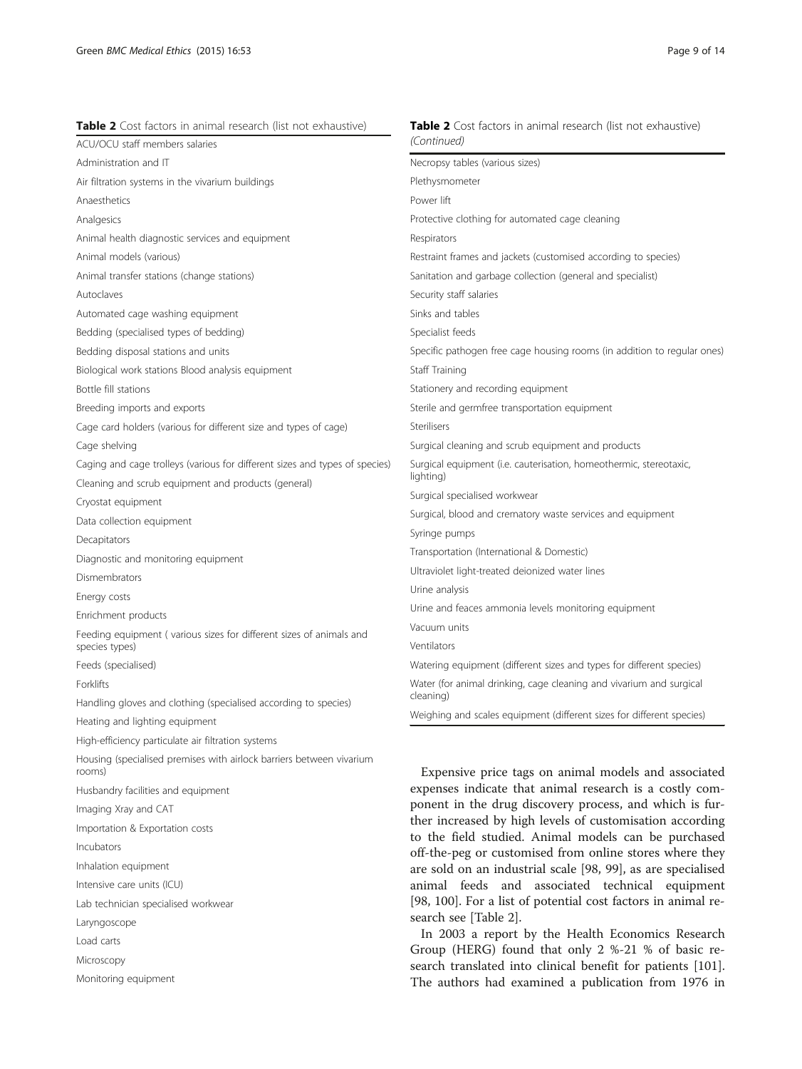**Table 2** Cost factors in animal research (list not exhaustive)

| Cost factors |
|---|
| ACU/OCU staff members salaries |
| Administration and IT |
| Air filtration systems in the vivarium buildings |
| Anaesthetics |
| Analgesics |
| Animal health diagnostic services and equipment |
| Animal models (various) |
| Animal transfer stations (change stations) |
| Autoclaves |
| Automated cage washing equipment |
| Bedding (specialised types of bedding) |
| Bedding disposal stations and units |
| Biological work stations Blood analysis equipment |
| Bottle fill stations |
| Breeding imports and exports |
| Cage card holders (various for different size and types of cage) |
| Cage shelving |
| Caging and cage trolleys (various for different sizes and types of species) |
| Cleaning and scrub equipment and products (general) |
| Cryostat equipment |
| Data collection equipment |
| Decapitators |
| Diagnostic and monitoring equipment |
| Dismembrators |
| Energy costs |
| Enrichment products |
| Feeding equipment ( various sizes for different sizes of animals and species types) |
| Feeds (specialised) |
| Forklifts |
| Handling gloves and clothing (specialised according to species) |
| Heating and lighting equipment |
| High-efficiency particulate air filtration systems |
| Housing (specialised premises with airlock barriers between vivarium rooms) |
| Husbandry facilities and equipment |
| Imaging Xray and CAT |
| Importation & Exportation costs |
| Incubators |
| Inhalation equipment |
| Intensive care units (ICU) |
| Lab technician specialised workwear |
| Laryngoscope |
| Load carts |
| Microscopy |
| Monitoring equipment |
| Necropsy tables (various sizes) |
| Plethysmometer |
| Power lift |
| Protective clothing for automated cage cleaning |
| Respirators |
| Restraint frames and jackets (customised according to species) |
| Sanitation and garbage collection (general and specialist) |
| Security staff salaries |
| Sinks and tables |
| Specialist feeds |
| Specific pathogen free cage housing rooms (in addition to regular ones) |
| Staff Training |
| Stationery and recording equipment |
| Sterile and germfree transportation equipment |
| Sterilisers |
| Surgical cleaning and scrub equipment and products |
| Surgical equipment (i.e. cauterisation, homeothermic, stereotaxic, lighting) |
| Surgical specialised workwear |
| Surgical, blood and crematory waste services and equipment |
| Syringe pumps |
| Transportation (International & Domestic) |
| Ultraviolet light-treated deionized water lines |
| Urine analysis |
| Urine and feaces ammonia levels monitoring equipment |
| Vacuum units |
| Ventilators |
| Watering equipment (different sizes and types for different species) |
| Water (for animal drinking, cage cleaning and vivarium and surgical cleaning) |
| Weighing and scales equipment (different sizes for different species) |

Expensive price tags on animal models and associated expenses indicate that animal research is a costly component in the drug discovery process, and which is further increased by high levels of customisation according to the field studied. Animal models can be purchased off-the-peg or customised from online stores where they are sold on an industrial scale [98, 99], as are specialised animal feeds and associated technical equipment [98, 100]. For a list of potential cost factors in animal research see [Table 2].

In 2003 a report by the Health Economics Research Group (HERG) found that only 2 %-21 % of basic research translated into clinical benefit for patients [101]. The authors had examined a publication from 1976 in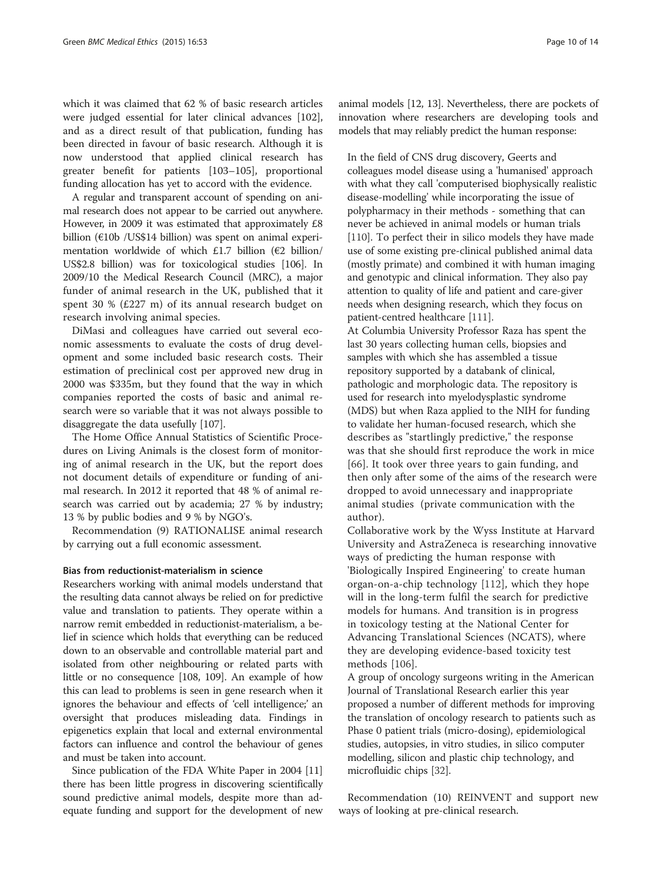which it was claimed that 62 % of basic research articles were judged essential for later clinical advances [102], and as a direct result of that publication, funding has been directed in favour of basic research. Although it is now understood that applied clinical research has greater benefit for patients [103–105], proportional funding allocation has yet to accord with the evidence.

A regular and transparent account of spending on animal research does not appear to be carried out anywhere. However, in 2009 it was estimated that approximately £8 billion (€10b /US$14 billion) was spent on animal experimentation worldwide of which £1.7 billion (€2 billion/ US$2.8 billion) was for toxicological studies [106]. In 2009/10 the Medical Research Council (MRC), a major funder of animal research in the UK, published that it spent 30 % (£227 m) of its annual research budget on research involving animal species.

DiMasi and colleagues have carried out several economic assessments to evaluate the costs of drug development and some included basic research costs. Their estimation of preclinical cost per approved new drug in 2000 was $335m, but they found that the way in which companies reported the costs of basic and animal research were so variable that it was not always possible to disaggregate the data usefully [107].

The Home Office Annual Statistics of Scientific Procedures on Living Animals is the closest form of monitoring of animal research in the UK, but the report does not document details of expenditure or funding of animal research. In 2012 it reported that 48 % of animal research was carried out by academia; 27 % by industry; 13 % by public bodies and 9 % by NGO's.

Recommendation (9) RATIONALISE animal research by carrying out a full economic assessment.

#### Bias from reductionist-materialism in science

Researchers working with animal models understand that the resulting data cannot always be relied on for predictive value and translation to patients. They operate within a narrow remit embedded in reductionist-materialism, a belief in science which holds that everything can be reduced down to an observable and controllable material part and isolated from other neighbouring or related parts with little or no consequence [108, 109]. An example of how this can lead to problems is seen in gene research when it ignores the behaviour and effects of 'cell intelligence;' an oversight that produces misleading data. Findings in epigenetics explain that local and external environmental factors can influence and control the behaviour of genes and must be taken into account.

Since publication of the FDA White Paper in 2004 [11] there has been little progress in discovering scientifically sound predictive animal models, despite more than adequate funding and support for the development of new animal models [12, 13]. Nevertheless, there are pockets of innovation where researchers are developing tools and models that may reliably predict the human response:

In the field of CNS drug discovery, Geerts and colleagues model disease using a 'humanised' approach with what they call 'computerised biophysically realistic disease-modelling' while incorporating the issue of polypharmacy in their methods - something that can never be achieved in animal models or human trials [110]. To perfect their in silico models they have made use of some existing pre-clinical published animal data (mostly primate) and combined it with human imaging and genotypic and clinical information. They also pay attention to quality of life and patient and care-giver needs when designing research, which they focus on patient-centred healthcare [111].

At Columbia University Professor Raza has spent the last 30 years collecting human cells, biopsies and samples with which she has assembled a tissue repository supported by a databank of clinical, pathologic and morphologic data. The repository is used for research into myelodysplastic syndrome (MDS) but when Raza applied to the NIH for funding to validate her human-focused research, which she describes as "startlingly predictive," the response was that she should first reproduce the work in mice [66]. It took over three years to gain funding, and then only after some of the aims of the research were dropped to avoid unnecessary and inappropriate animal studies (private communication with the author).

Collaborative work by the Wyss Institute at Harvard University and AstraZeneca is researching innovative ways of predicting the human response with 'Biologically Inspired Engineering' to create human organ-on-a-chip technology [112], which they hope will in the long-term fulfil the search for predictive models for humans. And transition is in progress in toxicology testing at the National Center for Advancing Translational Sciences (NCATS), where they are developing evidence-based toxicity test methods [106].

A group of oncology surgeons writing in the American Journal of Translational Research earlier this year proposed a number of different methods for improving the translation of oncology research to patients such as Phase 0 patient trials (micro-dosing), epidemiological studies, autopsies, in vitro studies, in silico computer modelling, silicon and plastic chip technology, and microfluidic chips [32].

Recommendation (10) REINVENT and support new ways of looking at pre-clinical research.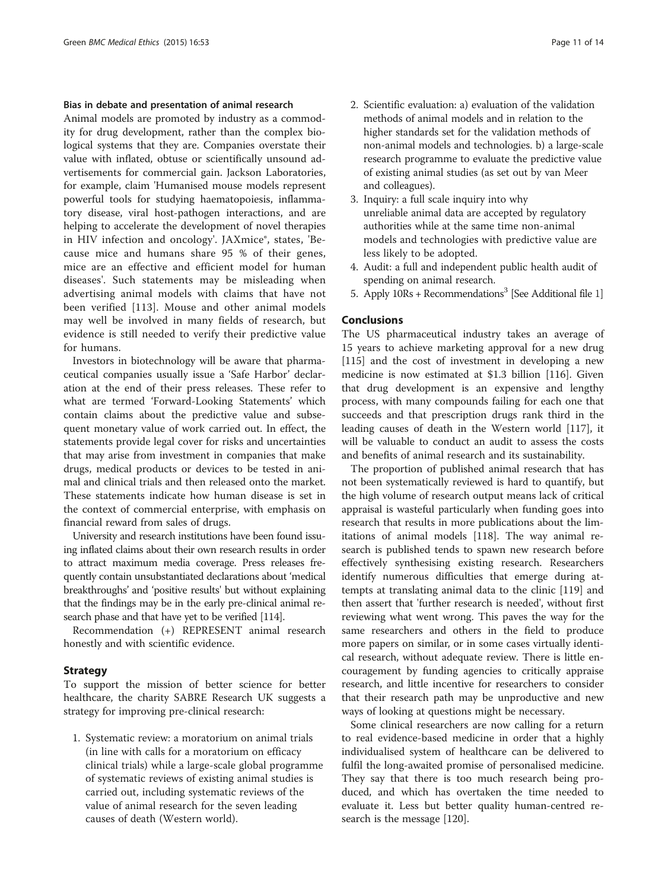### Bias in debate and presentation of animal research

Animal models are promoted by industry as a commodity for drug development, rather than the complex biological systems that they are. Companies overstate their value with inflated, obtuse or scientifically unsound advertisements for commercial gain. Jackson Laboratories, for example, claim 'Humanised mouse models represent powerful tools for studying haematopoiesis, inflammatory disease, viral host-pathogen interactions, and are helping to accelerate the development of novel therapies in HIV infection and oncology'. JAXmice®, states, 'Because mice and humans share 95 % of their genes, mice are an effective and efficient model for human diseases'. Such statements may be misleading when advertising animal models with claims that have not been verified [113]. Mouse and other animal models may well be involved in many fields of research, but evidence is still needed to verify their predictive value for humans.

Investors in biotechnology will be aware that pharmaceutical companies usually issue a 'Safe Harbor' declaration at the end of their press releases. These refer to what are termed 'Forward-Looking Statements' which contain claims about the predictive value and subsequent monetary value of work carried out. In effect, the statements provide legal cover for risks and uncertainties that may arise from investment in companies that make drugs, medical products or devices to be tested in animal and clinical trials and then released onto the market. These statements indicate how human disease is set in the context of commercial enterprise, with emphasis on financial reward from sales of drugs.

University and research institutions have been found issuing inflated claims about their own research results in order to attract maximum media coverage. Press releases frequently contain unsubstantiated declarations about 'medical breakthroughs' and 'positive results' but without explaining that the findings may be in the early pre-clinical animal research phase and that have yet to be verified [114].

Recommendation (+) REPRESENT animal research honestly and with scientific evidence.

## Strategy

To support the mission of better science for better healthcare, the charity SABRE Research UK suggests a strategy for improving pre-clinical research:

1. Systematic review: a moratorium on animal trials (in line with calls for a moratorium on efficacy clinical trials) while a large-scale global programme of systematic reviews of existing animal studies is carried out, including systematic reviews of the value of animal research for the seven leading causes of death (Western world).
2. Scientific evaluation: a) evaluation of the validation methods of animal models and in relation to the higher standards set for the validation methods of non-animal models and technologies. b) a large-scale research programme to evaluate the predictive value of existing animal studies (as set out by van Meer and colleagues).
3. Inquiry: a full scale inquiry into why unreliable animal data are accepted by regulatory authorities while at the same time non-animal models and technologies with predictive value are less likely to be adopted.
4. Audit: a full and independent public health audit of spending on animal research.
5. Apply 10Rs + Recommendations[3] [See Additional file 1]

## Conclusions

The US pharmaceutical industry takes an average of 15 years to achieve marketing approval for a new drug [115] and the cost of investment in developing a new medicine is now estimated at $1.3 billion [116]. Given that drug development is an expensive and lengthy process, with many compounds failing for each one that succeeds and that prescription drugs rank third in the leading causes of death in the Western world [117], it will be valuable to conduct an audit to assess the costs and benefits of animal research and its sustainability.

The proportion of published animal research that has not been systematically reviewed is hard to quantify, but the high volume of research output means lack of critical appraisal is wasteful particularly when funding goes into research that results in more publications about the limitations of animal models [118]. The way animal research is published tends to spawn new research before effectively synthesising existing research. Researchers identify numerous difficulties that emerge during attempts at translating animal data to the clinic [119] and then assert that 'further research is needed', without first reviewing what went wrong. This paves the way for the same researchers and others in the field to produce more papers on similar, or in some cases virtually identical research, without adequate review. There is little encouragement by funding agencies to critically appraise research, and little incentive for researchers to consider that their research path may be unproductive and new ways of looking at questions might be necessary.

Some clinical researchers are now calling for a return to real evidence-based medicine in order that a highly individualised system of healthcare can be delivered to fulfil the long-awaited promise of personalised medicine. They say that there is too much research being produced, and which has overtaken the time needed to evaluate it. Less but better quality human-centred research is the message [120].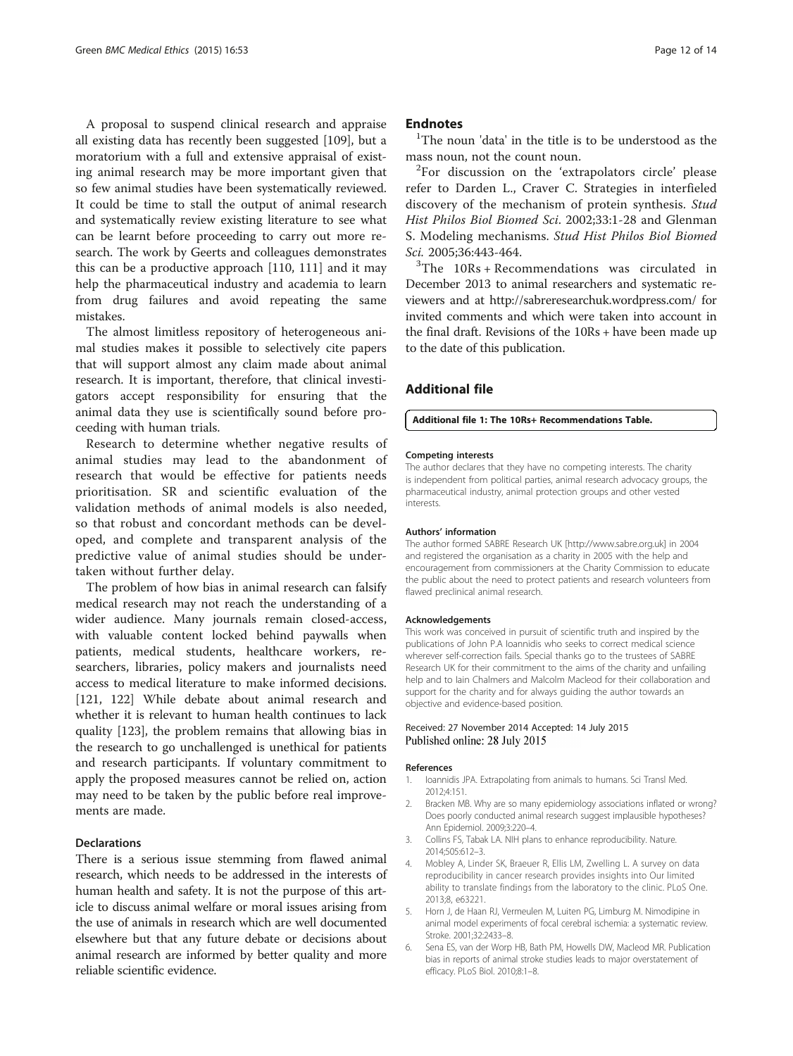A proposal to suspend clinical research and appraise all existing data has recently been suggested [109], but a moratorium with a full and extensive appraisal of existing animal research may be more important given that so few animal studies have been systematically reviewed. It could be time to stall the output of animal research and systematically review existing literature to see what can be learnt before proceeding to carry out more research. The work by Geerts and colleagues demonstrates this can be a productive approach [110, 111] and it may help the pharmaceutical industry and academia to learn from drug failures and avoid repeating the same mistakes.

The almost limitless repository of heterogeneous animal studies makes it possible to selectively cite papers that will support almost any claim made about animal research. It is important, therefore, that clinical investigators accept responsibility for ensuring that the animal data they use is scientifically sound before proceeding with human trials.

Research to determine whether negative results of animal studies may lead to the abandonment of research that would be effective for patients needs prioritisation. SR and scientific evaluation of the validation methods of animal models is also needed, so that robust and concordant methods can be developed, and complete and transparent analysis of the predictive value of animal studies should be undertaken without further delay.

The problem of how bias in animal research can falsify medical research may not reach the understanding of a wider audience. Many journals remain closed-access, with valuable content locked behind paywalls when patients, medical students, healthcare workers, researchers, libraries, policy makers and journalists need access to medical literature to make informed decisions. [121, 122] While debate about animal research and whether it is relevant to human health continues to lack quality [123], the problem remains that allowing bias in the research to go unchallenged is unethical for patients and research participants. If voluntary commitment to apply the proposed measures cannot be relied on, action may need to be taken by the public before real improvements are made.

### Declarations

There is a serious issue stemming from flawed animal research, which needs to be addressed in the interests of human health and safety. It is not the purpose of this article to discuss animal welfare or moral issues arising from the use of animals in research which are well documented elsewhere but that any future debate or decisions about animal research are informed by better quality and more reliable scientific evidence.

## Endnotes

[1]The noun 'data' in the title is to be understood as the mass noun, not the count noun.

[2]For discussion on the 'extrapolators circle' please refer to Darden L., Craver C. Strategies in interfieled discovery of the mechanism of protein synthesis. *Stud Hist Philos Biol Biomed Sci*. 2002;33:1-28 and Glenman S. Modeling mechanisms. *Stud Hist Philos Biol Biomed Sci.* 2005;36:443-464.

[3]The 10Rs + Recommendations was circulated in December 2013 to animal researchers and systematic reviewers and at http://sabreresearchuk.wordpress.com/ for invited comments and which were taken into account in the final draft. Revisions of the 10Rs + have been made up to the date of this publication.

## Additional file

**Additional file 1: The 10Rs+ Recommendations Table.**

#### Competing interests

The author declares that they have no competing interests. The charity is independent from political parties, animal research advocacy groups, the pharmaceutical industry, animal protection groups and other vested interests.

#### Authors' information

The author formed SABRE Research UK [http://www.sabre.org.uk] in 2004 and registered the organisation as a charity in 2005 with the help and encouragement from commissioners at the Charity Commission to educate the public about the need to protect patients and research volunteers from flawed preclinical animal research.

#### Acknowledgements

This work was conceived in pursuit of scientific truth and inspired by the publications of John P.A Ioannidis who seeks to correct medical science wherever self-correction fails. Special thanks go to the trustees of SABRE Research UK for their commitment to the aims of the charity and unfailing help and to Iain Chalmers and Malcolm Macleod for their collaboration and support for the charity and for always guiding the author towards an objective and evidence-based position.

Received: 27 November 2014 Accepted: 14 July 2015
Published online: 28 July 2015

#### References

1. Ioannidis JPA. Extrapolating from animals to humans. Sci Transl Med. 2012;4:151.
2. Bracken MB. Why are so many epidemiology associations inflated or wrong? Does poorly conducted animal research suggest implausible hypotheses? Ann Epidemiol. 2009;3:220–4.
3. Collins FS, Tabak LA. NIH plans to enhance reproducibility. Nature. 2014;505:612–3.
4. Mobley A, Linder SK, Braeuer R, Ellis LM, Zwelling L. A survey on data reproducibility in cancer research provides insights into Our limited ability to translate findings from the laboratory to the clinic. PLoS One. 2013;8, e63221.
5. Horn J, de Haan RJ, Vermeulen M, Luiten PG, Limburg M. Nimodipine in animal model experiments of focal cerebral ischemia: a systematic review. Stroke. 2001;32:2433–8.
6. Sena ES, van der Worp HB, Bath PM, Howells DW, Macleod MR. Publication bias in reports of animal stroke studies leads to major overstatement of efficacy. PLoS Biol. 2010;8:1–8.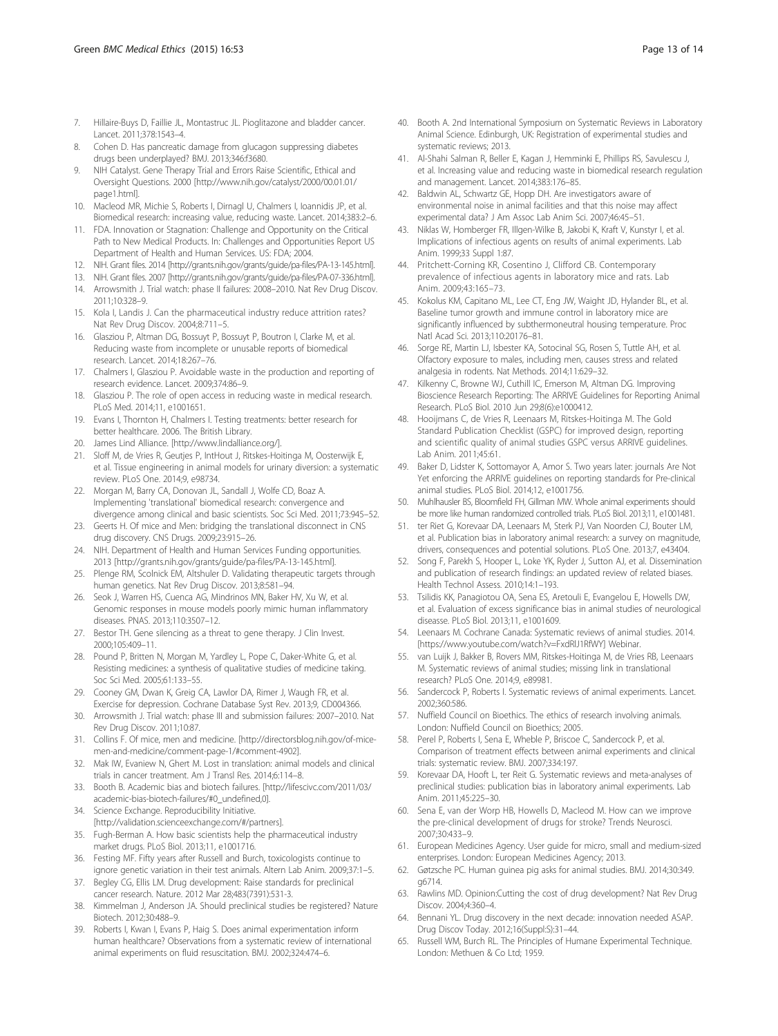7. Hillaire-Buys D, Faillie JL, Montastruc JL. Pioglitazone and bladder cancer. Lancet. 2011;378:1543–4.
8. Cohen D. Has pancreatic damage from glucagon suppressing diabetes drugs been underplayed? BMJ. 2013;346:f3680.
9. NIH Catalyst. Gene Therapy Trial and Errors Raise Scientific, Ethical and Oversight Questions. 2000 [http://www.nih.gov/catalyst/2000/00.01.01/page1.html].
10. Macleod MR, Michie S, Roberts I, Dirnagl U, Chalmers I, Ioannidis JP, et al. Biomedical research: increasing value, reducing waste. Lancet. 2014;383:2–6.
11. FDA. Innovation or Stagnation: Challenge and Opportunity on the Critical Path to New Medical Products. In: Challenges and Opportunities Report US Department of Health and Human Services. US: FDA; 2004.
12. NIH. Grant files. 2014 [http://grants.nih.gov/grants/guide/pa-files/PA-13-145.html].
13. NIH. Grant files. 2007 [http://grants.nih.gov/grants/guide/pa-files/PA-07-336.html].
14. Arrowsmith J. Trial watch: phase II failures: 2008–2010. Nat Rev Drug Discov. 2011;10:328–9.
15. Kola I, Landis J. Can the pharmaceutical industry reduce attrition rates? Nat Rev Drug Discov. 2004;8:711–5.
16. Glasziou P, Altman DG, Bossuyt P, Bossuyt P, Boutron I, Clarke M, et al. Reducing waste from incomplete or unusable reports of biomedical research. Lancet. 2014;18:267–76.
17. Chalmers I, Glasziou P. Avoidable waste in the production and reporting of research evidence. Lancet. 2009;374:86–9.
18. Glasziou P. The role of open access in reducing waste in medical research. PLoS Med. 2014;11, e1001651.
19. Evans I, Thornton H, Chalmers I. Testing treatments: better research for better healthcare. 2006. The British Library.
20. James Lind Alliance. [http://www.lindalliance.org/].
21. Sloff M, de Vries R, Geutjes P, IntHout J, Ritskes-Hoitinga M, Oosterwijk E, et al. Tissue engineering in animal models for urinary diversion: a systematic review. PLoS One. 2014;9, e98734.
22. Morgan M, Barry CA, Donovan JL, Sandall J, Wolfe CD, Boaz A. Implementing 'translational' biomedical research: convergence and divergence among clinical and basic scientists. Soc Sci Med. 2011;73:945–52.
23. Geerts H. Of mice and Men: bridging the translational disconnect in CNS drug discovery. CNS Drugs. 2009;23:915–26.
24. NIH. Department of Health and Human Services Funding opportunities. 2013 [http://grants.nih.gov/grants/guide/pa-files/PA-13-145.html].
25. Plenge RM, Scolnick EM, Altshuler D. Validating therapeutic targets through human genetics. Nat Rev Drug Discov. 2013;8:581–94.
26. Seok J, Warren HS, Cuenca AG, Mindrinos MN, Baker HV, Xu W, et al. Genomic responses in mouse models poorly mimic human inflammatory diseases. PNAS. 2013;110:3507–12.
27. Bestor TH. Gene silencing as a threat to gene therapy. J Clin Invest. 2000;105:409–11.
28. Pound P, Britten N, Morgan M, Yardley L, Pope C, Daker-White G, et al. Resisting medicines: a synthesis of qualitative studies of medicine taking. Soc Sci Med. 2005;61:133–55.
29. Cooney GM, Dwan K, Greig CA, Lawlor DA, Rimer J, Waugh FR, et al. Exercise for depression. Cochrane Database Syst Rev. 2013;9, CD004366.
30. Arrowsmith J. Trial watch: phase III and submission failures: 2007–2010. Nat Rev Drug Discov. 2011;10:87.
31. Collins F. Of mice, men and medicine. [http://directorsblog.nih.gov/of-mice-men-and-medicine/comment-page-1/#comment-4902].
32. Mak IW, Evaniew N, Ghert M. Lost in translation: animal models and clinical trials in cancer treatment. Am J Transl Res. 2014;6:114–8.
33. Booth B. Academic bias and biotech failures. [http://lifescivc.com/2011/03/academic-bias-biotech-failures/#0_undefined,0].
34. Science Exchange. Reproducibility Initiative. [http://validation.scienceexchange.com/#/partners].
35. Fugh-Berman A. How basic scientists help the pharmaceutical industry market drugs. PLoS Biol. 2013;11, e1001716.
36. Festing MF. Fifty years after Russell and Burch, toxicologists continue to ignore genetic variation in their test animals. Altern Lab Anim. 2009;37:1–5.
37. Begley CG, Ellis LM. Drug development: Raise standards for preclinical cancer research. Nature. 2012 Mar 28;483(7391):531-3.
38. Kimmelman J, Anderson JA. Should preclinical studies be registered? Nature Biotech. 2012;30:488–9.
39. Roberts I, Kwan I, Evans P, Haig S. Does animal experimentation inform human healthcare? Observations from a systematic review of international animal experiments on fluid resuscitation. BMJ. 2002;324:474–6.
40. Booth A. 2nd International Symposium on Systematic Reviews in Laboratory Animal Science. Edinburgh, UK: Registration of experimental studies and systematic reviews; 2013.
41. Al-Shahi Salman R, Beller E, Kagan J, Hemminki E, Phillips RS, Savulescu J, et al. Increasing value and reducing waste in biomedical research regulation and management. Lancet. 2014;383:176–85.
42. Baldwin AL, Schwartz GE, Hopp DH. Are investigators aware of environmental noise in animal facilities and that this noise may affect experimental data? J Am Assoc Lab Anim Sci. 2007;46:45–51.
43. Niklas W, Homberger FR, Illgen-Wilke B, Jakobi K, Kraft V, Kunstyr I, et al. Implications of infectious agents on results of animal experiments. Lab Anim. 1999;33 Suppl 1:87.
44. Pritchett-Corning KR, Cosentino J, Clifford CB. Contemporary prevalence of infectious agents in laboratory mice and rats. Lab Anim. 2009;43:165–73.
45. Kokolus KM, Capitano ML, Lee CT, Eng JW, Waight JD, Hylander BL, et al. Baseline tumor growth and immune control in laboratory mice are significantly influenced by subthermoneutral housing temperature. Proc Natl Acad Sci. 2013;110:20176–81.
46. Sorge RE, Martin LJ, Isbester KA, Sotocinal SG, Rosen S, Tuttle AH, et al. Olfactory exposure to males, including men, causes stress and related analgesia in rodents. Nat Methods. 2014;11:629–32.
47. Kilkenny C, Browne WJ, Cuthill IC, Emerson M, Altman DG. Improving Bioscience Research Reporting: The ARRIVE Guidelines for Reporting Animal Research. PLoS Biol. 2010 Jun 29;8(6):e1000412.
48. Hooijmans C, de Vries R, Leenaars M, Ritskes-Hoitinga M. The Gold Standard Publication Checklist (GSPC) for improved design, reporting and scientific quality of animal studies GSPC versus ARRIVE guidelines. Lab Anim. 2011;45:61.
49. Baker D, Lidster K, Sottomayor A, Amor S. Two years later: journals Are Not Yet enforcing the ARRIVE guidelines on reporting standards for Pre-clinical animal studies. PLoS Biol. 2014;12, e1001756.
50. Muhlhausler BS, Bloomfield FH, Gillman MW. Whole animal experiments should be more like human randomized controlled trials. PLoS Biol. 2013;11, e1001481.
51. ter Riet G, Korevaar DA, Leenaars M, Sterk PJ, Van Noorden CJ, Bouter LM, et al. Publication bias in laboratory animal research: a survey on magnitude, drivers, consequences and potential solutions. PLoS One. 2013;7, e43404.
52. Song F, Parekh S, Hooper L, Loke YK, Ryder J, Sutton AJ, et al. Dissemination and publication of research findings: an updated review of related biases. Health Technol Assess. 2010;14:1–193.
53. Tsilidis KK, Panagiotou OA, Sena ES, Aretouli E, Evangelou E, Howells DW, et al. Evaluation of excess significance bias in animal studies of neurological disease. PLoS Biol. 2013;11, e1001609.
54. Leenaars M. Cochrane Canada: Systematic reviews of animal studies. 2014. [https://www.youtube.com/watch?v=FxdRlJ1RfWY] Webinar.
55. van Luijk J, Bakker B, Rovers MM, Ritskes-Hoitinga M, de Vries RB, Leenaars M. Systematic reviews of animal studies; missing link in translational research? PLoS One. 2014;9, e89981.
56. Sandercock P, Roberts I. Systematic reviews of animal experiments. Lancet. 2002;360:586.
57. Nuffield Council on Bioethics. The ethics of research involving animals. London: Nuffield Council on Bioethics; 2005.
58. Perel P, Roberts I, Sena E, Wheble P, Briscoe C, Sandercock P, et al. Comparison of treatment effects between animal experiments and clinical trials: systematic review. BMJ. 2007;334:197.
59. Korevaar DA, Hooft L, ter Reit G. Systematic reviews and meta-analyses of preclinical studies: publication bias in laboratory animal experiments. Lab Anim. 2011;45:225–30.
60. Sena E, van der Worp HB, Howells D, Macleod M. How can we improve the pre-clinical development of drugs for stroke? Trends Neurosci. 2007;30:433–9.
61. European Medicines Agency. User guide for micro, small and medium-sized enterprises. London: European Medicines Agency; 2013.
62. Gøtzsche PC. Human guinea pig asks for animal studies. BMJ. 2014;30:349. g6714.
63. Rawlins MD. Opinion:Cutting the cost of drug development? Nat Rev Drug Discov. 2004;4:360–4.
64. Bennani YL. Drug discovery in the next decade: innovation needed ASAP. Drug Discov Today. 2012;16(Suppl:S):31–44.
65. Russell WM, Burch RL. The Principles of Humane Experimental Technique. London: Methuen & Co Ltd; 1959.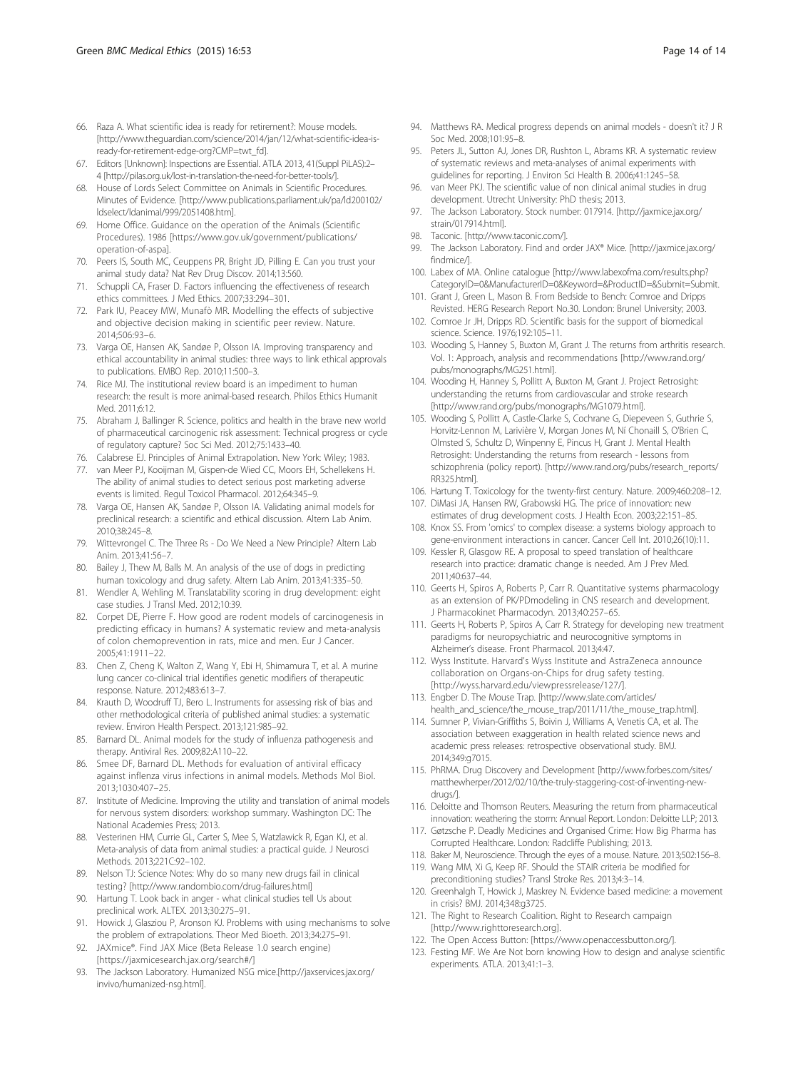66. Raza A. What scientific idea is ready for retirement?: Mouse models. [http://www.theguardian.com/science/2014/jan/12/what-scientific-idea-is-ready-for-retirement-edge-org?CMP=twt_fd].
67. Editors [Unknown]: Inspections are Essential. ATLA 2013, 41(Suppl PiLAS):2–4 [http://pilas.org.uk/lost-in-translation-the-need-for-better-tools/].
68. House of Lords Select Committee on Animals in Scientific Procedures. Minutes of Evidence. [http://www.publications.parliament.uk/pa/ld200102/ldselect/ldanimal/999/2051408.htm].
69. Home Office. Guidance on the operation of the Animals (Scientific Procedures). 1986 [https://www.gov.uk/government/publications/operation-of-aspa].
70. Peers IS, South MC, Ceuppens PR, Bright JD, Pilling E. Can you trust your animal study data? Nat Rev Drug Discov. 2014;13:560.
71. Schuppli CA, Fraser D. Factors influencing the effectiveness of research ethics committees. J Med Ethics. 2007;33:294–301.
72. Park IU, Peacey MW, Munafò MR. Modelling the effects of subjective and objective decision making in scientific peer review. Nature. 2014;506:93–6.
73. Varga OE, Hansen AK, Sandøe P, Olsson IA. Improving transparency and ethical accountability in animal studies: three ways to link ethical approvals to publications. EMBO Rep. 2010;11:500–3.
74. Rice MJ. The institutional review board is an impediment to human research: the result is more animal-based research. Philos Ethics Humanit Med. 2011;6:12.
75. Abraham J, Ballinger R. Science, politics and health in the brave new world of pharmaceutical carcinogenic risk assessment: Technical progress or cycle of regulatory capture? Soc Sci Med. 2012;75:1433–40.
76. Calabrese EJ. Principles of Animal Extrapolation. New York: Wiley; 1983.
77. van Meer PJ, Kooijman M, Gispen-de Wied CC, Moors EH, Schellekens H. The ability of animal studies to detect serious post marketing adverse events is limited. Regul Toxicol Pharmacol. 2012;64:345–9.
78. Varga OE, Hansen AK, Sandøe P, Olsson IA. Validating animal models for preclinical research: a scientific and ethical discussion. Altern Lab Anim. 2010;38:245–8.
79. Wittevrongel C. The Three Rs - Do We Need a New Principle? Altern Lab Anim. 2013;41:56–7.
80. Bailey J, Thew M, Balls M. An analysis of the use of dogs in predicting human toxicology and drug safety. Altern Lab Anim. 2013;41:335–50.
81. Wendler A, Wehling M. Translatability scoring in drug development: eight case studies. J Transl Med. 2012;10:39.
82. Corpet DE, Pierre F. How good are rodent models of carcinogenesis in predicting efficacy in humans? A systematic review and meta-analysis of colon chemoprevention in rats, mice and men. Eur J Cancer. 2005;41:1911–22.
83. Chen Z, Cheng K, Walton Z, Wang Y, Ebi H, Shimamura T, et al. A murine lung cancer co-clinical trial identifies genetic modifiers of therapeutic response. Nature. 2012;483:613–7.
84. Krauth D, Woodruff TJ, Bero L. Instruments for assessing risk of bias and other methodological criteria of published animal studies: a systematic review. Environ Health Perspect. 2013;121:985–92.
85. Barnard DL. Animal models for the study of influenza pathogenesis and therapy. Antiviral Res. 2009;82:A110–22.
86. Smee DF, Barnard DL. Methods for evaluation of antiviral efficacy against inflenza virus infections in animal models. Methods Mol Biol. 2013;1030:407–25.
87. Institute of Medicine. Improving the utility and translation of animal models for nervous system disorders: workshop summary. Washington DC: The National Academies Press; 2013.
88. Vesterinen HM, Currie GL, Carter S, Mee S, Watzlawick R, Egan KJ, et al. Meta-analysis of data from animal studies: a practical guide. J Neurosci Methods. 2013;221C:92–102.
89. Nelson TJ: Science Notes: Why do so many new drugs fail in clinical testing? [http://www.randombio.com/drug-failures.html]
90. Hartung T. Look back in anger - what clinical studies tell Us about preclinical work. ALTEX. 2013;30:275–91.
91. Howick J, Glasziou P, Aronson KJ. Problems with using mechanisms to solve the problem of extrapolations. Theor Med Bioeth. 2013;34:275–91.
92. JAXmice®. Find JAX Mice (Beta Release 1.0 search engine) [https://jaxmicesearch.jax.org/search#/]
93. The Jackson Laboratory. Humanized NSG mice.[http://jaxservices.jax.org/invivo/humanized-nsg.html].
94. Matthews RA. Medical progress depends on animal models - doesn't it? J R Soc Med. 2008;101:95–8.
95. Peters JL, Sutton AJ, Jones DR, Rushton L, Abrams KR. A systematic review of systematic reviews and meta-analyses of animal experiments with guidelines for reporting. J Environ Sci Health B. 2006;41:1245–58.
96. van Meer PKJ. The scientific value of non clinical animal studies in drug development. Utrecht University: PhD thesis; 2013.
97. The Jackson Laboratory. Stock number: 017914. [http://jaxmice.jax.org/strain/017914.html].
98. Taconic. [http://www.taconic.com/].
99. The Jackson Laboratory. Find and order JAX® Mice. [http://jaxmice.jax.org/findmice/].
100. Labex of MA. Online catalogue [http://www.labexofma.com/results.php?CategoryID=0&ManufacturerID=0&Keyword=&ProductID=&Submit=Submit.
101. Grant J, Green L, Mason B. From Bedside to Bench: Comroe and Dripps Revisted. HERG Research Report No.30. London: Brunel University; 2003.
102. Comroe Jr JH, Dripps RD. Scientific basis for the support of biomedical science. Science. 1976;192:105–11.
103. Wooding S, Hanney S, Buxton M, Grant J. The returns from arthritis research. Vol. 1: Approach, analysis and recommendations [http://www.rand.org/pubs/monographs/MG251.html].
104. Wooding H, Hanney S, Pollitt A, Buxton M, Grant J. Project Retrosight: understanding the returns from cardiovascular and stroke research [http://www.rand.org/pubs/monographs/MG1079.html].
105. Wooding S, Pollitt A, Castle-Clarke S, Cochrane G, Diepeveen S, Guthrie S, Horvitz-Lennon M, Larivière V, Morgan Jones M, Ní Chonaill S, O'Brien C, Olmsted S, Schultz D, Winpenny E, Pincus H, Grant J. Mental Health Retrosight: Understanding the returns from research - lessons from schizophrenia (policy report). [http://www.rand.org/pubs/research_reports/RR325.html].
106. Hartung T. Toxicology for the twenty-first century. Nature. 2009;460:208–12.
107. DiMasi JA, Hansen RW, Grabowski HG. The price of innovation: new estimates of drug development costs. J Health Econ. 2003;22:151–85.
108. Knox SS. From 'omics' to complex disease: a systems biology approach to gene-environment interactions in cancer. Cancer Cell Int. 2010;26(10):11.
109. Kessler R, Glasgow RE. A proposal to speed translation of healthcare research into practice: dramatic change is needed. Am J Prev Med. 2011;40:637–44.
110. Geerts H, Spiros A, Roberts P, Carr R. Quantitative systems pharmacology as an extension of PK/PDmodeling in CNS research and development. J Pharmacokinet Pharmacodyn. 2013;40:257–65.
111. Geerts H, Roberts P, Spiros A, Carr R. Strategy for developing new treatment paradigms for neuropsychiatric and neurocognitive symptoms in Alzheimer's disease. Front Pharmacol. 2013;4:47.
112. Wyss Institute. Harvard's Wyss Institute and AstraZeneca announce collaboration on Organs-on-Chips for drug safety testing. [http://wyss.harvard.edu/viewpressrelease/127/].
113. Engber D. The Mouse Trap. [http://www.slate.com/articles/health_and_science/the_mouse_trap/2011/11/the_mouse_trap.html].
114. Sumner P, Vivian-Griffiths S, Boivin J, Williams A, Venetis CA, et al. The association between exaggeration in health related science news and academic press releases: retrospective observational study. BMJ. 2014;349:g7015.
115. PhRMA. Drug Discovery and Development [http://www.forbes.com/sites/matthewherper/2012/02/10/the-truly-staggering-cost-of-inventing-new-drugs/].
116. Deloitte and Thomson Reuters. Measuring the return from pharmaceutical innovation: weathering the storm: Annual Report. London: Deloitte LLP; 2013.
117. Gøtzsche P. Deadly Medicines and Organised Crime: How Big Pharma has Corrupted Healthcare. London: Radcliffe Publishing; 2013.
118. Baker M, Neuroscience. Through the eyes of a mouse. Nature. 2013;502:156–8.
119. Wang MM, Xi G, Keep RF. Should the STAIR criteria be modified for preconditioning studies? Transl Stroke Res. 2013;4:3–14.
120. Greenhalgh T, Howick J, Maskrey N. Evidence based medicine: a movement in crisis? BMJ. 2014;348:g3725.
121. The Right to Research Coalition. Right to Research campaign [http://www.righttoresearch.org].
122. The Open Access Button: [https://www.openaccessbutton.org/].
123. Festing MF. We Are Not born knowing How to design and analyse scientific experiments. ATLA. 2013;41:1–3.